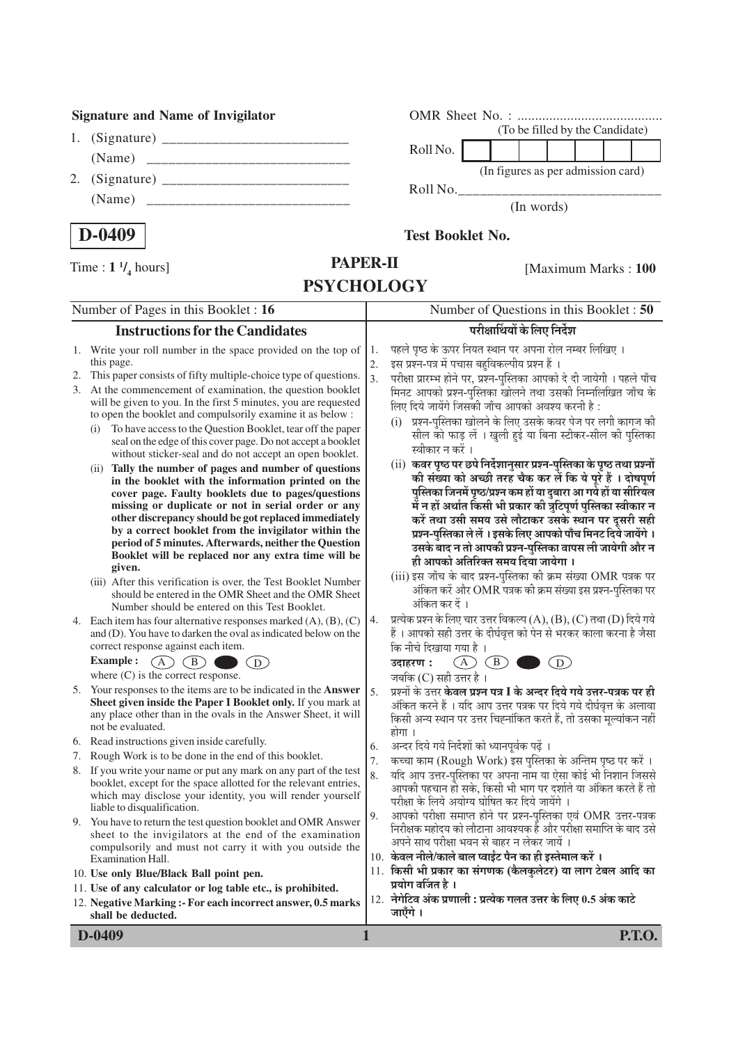**Signature and Name of Invigilator**

1. (Signature) __________________________

   (Name) ____________________________

2. (Signature) __________________________

   (Name) ____________________________

OMR Sheet No. : ........................................

(To be filled by the Candidate)

Roll No. | | | | | | | | |

(In figures as per admission card)

Roll No.______________________________

(In words)

**D-0409**

**Test Booklet No.**

Time : $1\ ^1/_4$ hours]

# PAPER-II
# PSYCHOLOGY

[Maximum Marks : **100**

Number of Pages in this Booklet : 16

Number of Questions in this Booklet : 50

## Instructions for the Candidates

1. Write your roll number in the space provided on the top of this page.
2. This paper consists of fifty multiple-choice type of questions.
3. At the commencement of examination, the question booklet will be given to you. In the first 5 minutes, you are requested to open the booklet and compulsorily examine it as below :
   (i) To have access to the Question Booklet, tear off the paper seal on the edge of this cover page. Do not accept a booklet without sticker-seal and do not accept an open booklet.
   (ii) **Tally the number of pages and number of questions in the booklet with the information printed on the cover page. Faulty booklets due to pages/questions missing or duplicate or not in serial order or any other discrepancy should be got replaced immediately by a correct booklet from the invigilator within the period of 5 minutes. Afterwards, neither the Question Booklet will be replaced nor any extra time will be given.**
   (iii) After this verification is over, the Test Booklet Number should be entered in the OMR Sheet and the OMR Sheet Number should be entered on this Test Booklet.
4. Each item has four alternative responses marked (A), (B), (C) and (D). You have to darken the oval as indicated below on the correct response against each item.
   **Example :** (A) (B) ● (D)
   where (C) is the correct response.
5. Your responses to the items are to be indicated in the **Answer Sheet given inside the Paper I Booklet only.** If you mark at any place other than in the ovals in the Answer Sheet, it will not be evaluated.
6. Read instructions given inside carefully.
7. Rough Work is to be done in the end of this booklet.
8. If you write your name or put any mark on any part of the test booklet, except for the space allotted for the relevant entries, which may disclose your identity, you will render yourself liable to disqualification.
9. You have to return the test question booklet and OMR Answer sheet to the invigilators at the end of the examination compulsorily and must not carry it with you outside the Examination Hall.
10. **Use only Blue/Black Ball point pen.**
11. **Use of any calculator or log table etc., is prohibited.**
12. **Negative Marking :- For each incorrect answer, 0.5 marks shall be deducted.**

## परीक्षार्थियों के लिए निर्देश

1. पहले पृष्ठ के ऊपर नियत स्थान पर अपना रोल नम्बर लिखिए ।
2. इस प्रश्न-पत्र में पचास बहुविकल्पीय प्रश्न हैं ।
3. परीक्षा प्रारम्भ होने पर, प्रश्न-पुस्तिका आपको दे दी जायेगी । पहले पाँच मिनट आपको प्रश्न-पुस्तिका खोलने तथा उसकी निम्नलिखित जाँच के लिए दिये जायेंगे जिसकी जाँच आपको अवश्य करनी है :
   (i) प्रश्न-पुस्तिका खोलने के लिए उसके कवर पेज पर लगी कागज की सील को फाड़ लें । खुली हुई या बिना स्टीकर-सील की पुस्तिका स्वीकार न करें ।
   (ii) **कवर पृष्ठ पर छपे निर्देशानुसार प्रश्न-पुस्तिका के पृष्ठ तथा प्रश्नों की संख्या को अच्छी तरह चैक कर लें कि ये पूरे हैं । दोषपूर्ण पुस्तिका जिनमें पृष्ठ/प्रश्न कम हों या दुबारा आ गये हों या सीरियल में न हों अर्थात किसी भी प्रकार की त्रुटिपूर्ण पुस्तिका स्वीकार न करें तथा उसी समय उसे लौटाकर उसके स्थान पर दूसरी सही प्रश्न-पुस्तिका ले लें । इसके लिए आपको पाँच मिनट दिये जायेंगे । उसके बाद न तो आपकी प्रश्न-पुस्तिका वापस ली जायेगी और न ही आपको अतिरिक्त समय दिया जायेगा ।**
   (iii) इस जाँच के बाद प्रश्न-पुस्तिका की क्रम संख्या OMR पत्रक पर अंकित करें और OMR पत्रक की क्रम संख्या इस प्रश्न-पुस्तिका पर अंकित कर दें ।
4. प्रत्येक प्रश्न के लिए चार उत्तर विकल्प (A), (B), (C) तथा (D) दिये गये हैं । आपको सही उत्तर के दीर्घवृत्त को पेन से भरकर काला करना है जैसा कि नीचे दिखाया गया है ।
   **उदाहरण :** (A) (B) ● (D)
   जबकि (C) सही उत्तर है ।
5. प्रश्नों के उत्तर **केवल प्रश्न पत्र I के अन्दर दिये गये उत्तर-पत्रक पर ही** अंकित करने हैं । यदि आप उत्तर पत्रक पर दिये गये दीर्घवृत्त के अलावा किसी अन्य स्थान पर उत्तर चिह्नांकित करते हैं, तो उसका मूल्यांकन नहीं होगा ।
6. अन्दर दिये गये निर्देशों को ध्यानपूर्वक पढ़ें ।
7. कच्चा काम (Rough Work) इस पुस्तिका के अन्तिम पृष्ठ पर करें ।
8. यदि आप उत्तर-पुस्तिका पर अपना नाम या ऐसा कोई भी निशान जिससे आपकी पहचान हो सके, किसी भी भाग पर दर्शाते या अंकित करते हैं तो परीक्षा के लिये अयोग्य घोषित कर दिये जायेंगे ।
9. आपको परीक्षा समाप्त होने पर प्रश्न-पुस्तिका एवं OMR उत्तर-पत्रक निरीक्षक महोदय को लौटाना आवश्यक है और परीक्षा समाप्ति के बाद उसे अपने साथ परीक्षा भवन से बाहर न लेकर जायें ।
10. **केवल नीले/काले बाल प्वाईंट पैन का ही इस्तेमाल करें ।**
11. **किसी भी प्रकार का संगणक (कैलकुलेटर) या लाग टेबल आदि का प्रयोग वर्जित है ।**
12. **नेगेटिव अंक प्रणाली : प्रत्येक गलत उत्तर के लिए 0.5 अंक काटे जाएँगे ।**

**D-0409** **P.T.O.**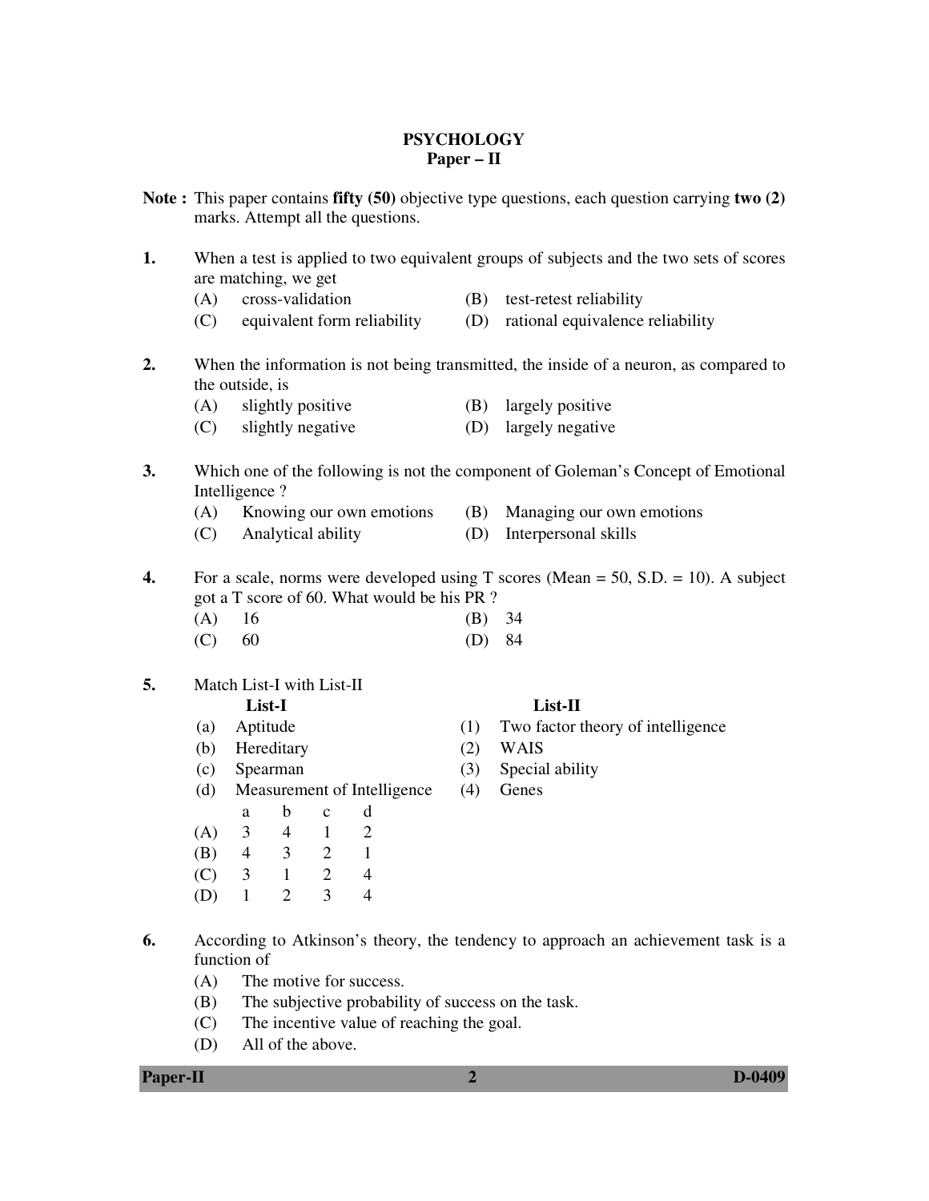# PSYCHOLOGY
## Paper – II

**Note :** This paper contains **fifty (50)** objective type questions, each question carrying **two (2)** marks. Attempt all the questions.

**1.** When a test is applied to two equivalent groups of subjects and the two sets of scores are matching, we get

(A) cross-validation
(B) test-retest reliability
(C) equivalent form reliability
(D) rational equivalence reliability

**2.** When the information is not being transmitted, the inside of a neuron, as compared to the outside, is

(A) slightly positive
(B) largely positive
(C) slightly negative
(D) largely negative

**3.** Which one of the following is not the component of Goleman's Concept of Emotional Intelligence ?

(A) Knowing our own emotions
(B) Managing our own emotions
(C) Analytical ability
(D) Interpersonal skills

**4.** For a scale, norms were developed using T scores (Mean = 50, S.D. = 10). A subject got a T score of 60. What would be his PR ?

(A) 16
(B) 34
(C) 60
(D) 84

**5.** Match List-I with List-II

| | List-I | | List-II |
|---|---|---|---|
| (a) | Aptitude | (1) | Two factor theory of intelligence |
| (b) | Hereditary | (2) | WAIS |
| (c) | Spearman | (3) | Special ability |
| (d) | Measurement of Intelligence | (4) | Genes |

| | a | b | c | d |
|---|---|---|---|---|
| (A) | 3 | 4 | 1 | 2 |
| (B) | 4 | 3 | 2 | 1 |
| (C) | 3 | 1 | 2 | 4 |
| (D) | 1 | 2 | 3 | 4 |

**6.** According to Atkinson's theory, the tendency to approach an achievement task is a function of

(A) The motive for success.
(B) The subjective probability of success on the task.
(C) The incentive value of reaching the goal.
(D) All of the above.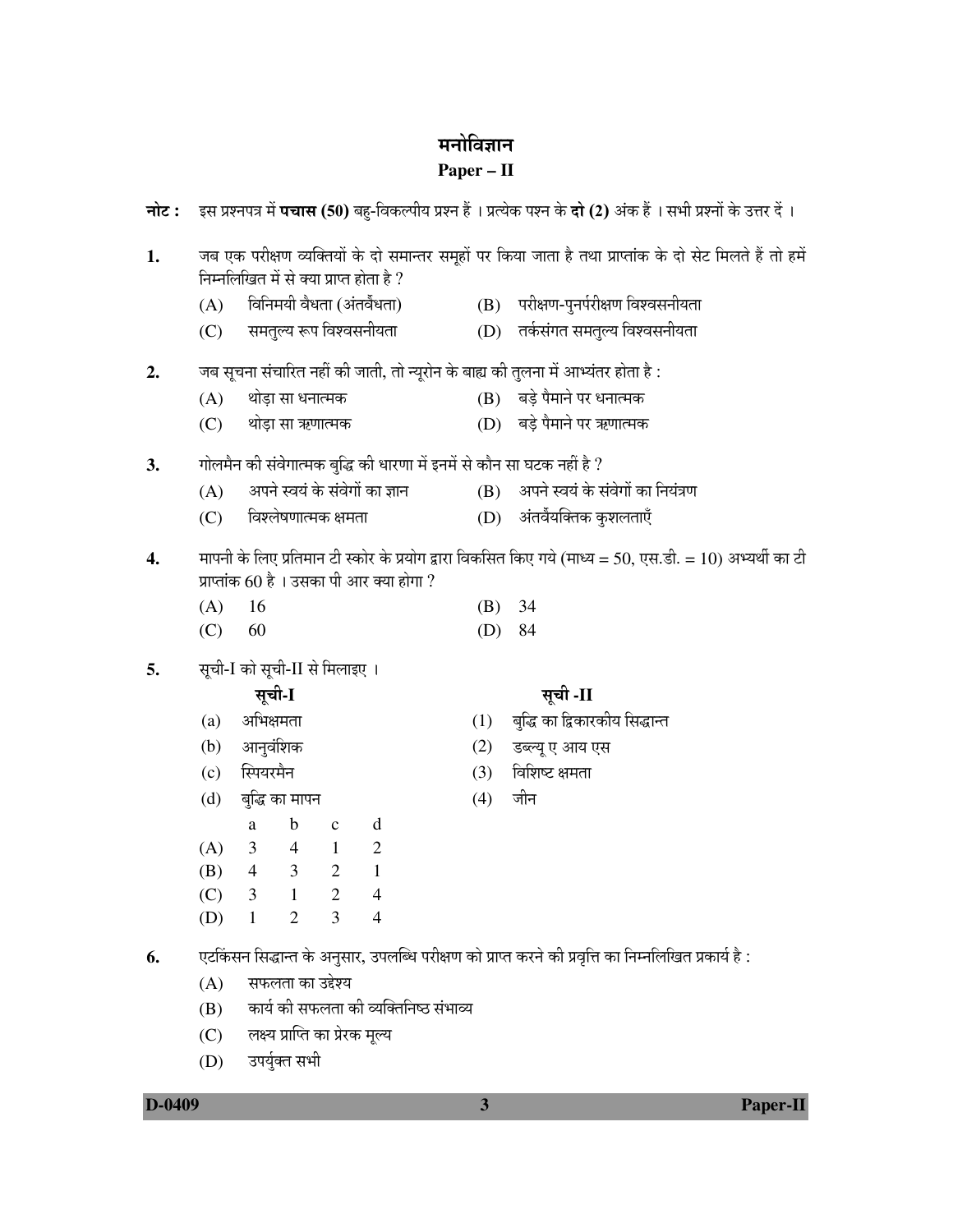# मनोविज्ञान

## Paper – II

**नोट :** इस प्रश्नपत्र में **पचास (50)** बहु-विकल्पीय प्रश्न हैं । प्रत्येक पश्न के **दो (2)** अंक हैं । सभी प्रश्नों के उत्तर दें ।

1. जब एक परीक्षण व्यक्तियों के दो समान्तर समूहों पर किया जाता है तथा प्राप्तांक के दो सेट मिलते हैं तो हमें निम्नलिखित में से क्या प्राप्त होता है ?
   - (A) विनिमयी वैधता (अंतर्वैधता)
   - (B) परीक्षण-पुनर्परीक्षण विश्वसनीयता
   - (C) समतुल्य रूप विश्वसनीयता
   - (D) तर्कसंगत समतुल्य विश्वसनीयता

2. जब सूचना संचारित नहीं की जाती, तो न्यूरोन के बाह्य की तुलना में आभ्यंतर होता है :
   - (A) थोड़ा सा धनात्मक
   - (B) बड़े पैमाने पर धनात्मक
   - (C) थोड़ा सा ऋणात्मक
   - (D) बड़े पैमाने पर ऋणात्मक

3. गोलमैन की संवेगात्मक बुद्धि की धारणा में इनमें से कौन सा घटक नहीं है ?
   - (A) अपने स्वयं के संवेगों का ज्ञान
   - (B) अपने स्वयं के संवेगों का नियंत्रण
   - (C) विश्लेषणात्मक क्षमता
   - (D) अंतर्वैयक्तिक कुशलताएँ

4. मापनी के लिए प्रतिमान टी स्कोर के प्रयोग द्वारा विकसित किए गये (माध्य = 50, एस.डी. = 10) अभ्यर्थी का टी प्राप्तांक 60 है । उसका पी आर क्या होगा ?
   - (A) 16
   - (B) 34
   - (C) 60
   - (D) 84

5. सूची-I को सूची-II से मिलाइए ।

| | सूची-I | | सूची -II |
|---|---|---|---|
| (a) | अभिक्षमता | (1) | बुद्धि का द्विकारकीय सिद्धान्त |
| (b) | आनुवंशिक | (2) | डब्ल्यू ए आय एस |
| (c) | स्पियरमैन | (3) | विशिष्ट क्षमता |
| (d) | बुद्धि का मापन | (4) | जीन |

| | a | b | c | d |
|---|---|---|---|---|
| (A) | 3 | 4 | 1 | 2 |
| (B) | 4 | 3 | 2 | 1 |
| (C) | 3 | 1 | 2 | 4 |
| (D) | 1 | 2 | 3 | 4 |

6. एटकिंसन सिद्धान्त के अनुसार, उपलब्धि परीक्षण को प्राप्त करने की प्रवृत्ति का निम्नलिखित प्रकार्य है :
   - (A) सफलता का उद्देश्य
   - (B) कार्य की सफलता की व्यक्तिनिष्ठ संभाव्य
   - (C) लक्ष्य प्राप्ति का प्रेरक मूल्य
   - (D) उपर्युक्त सभी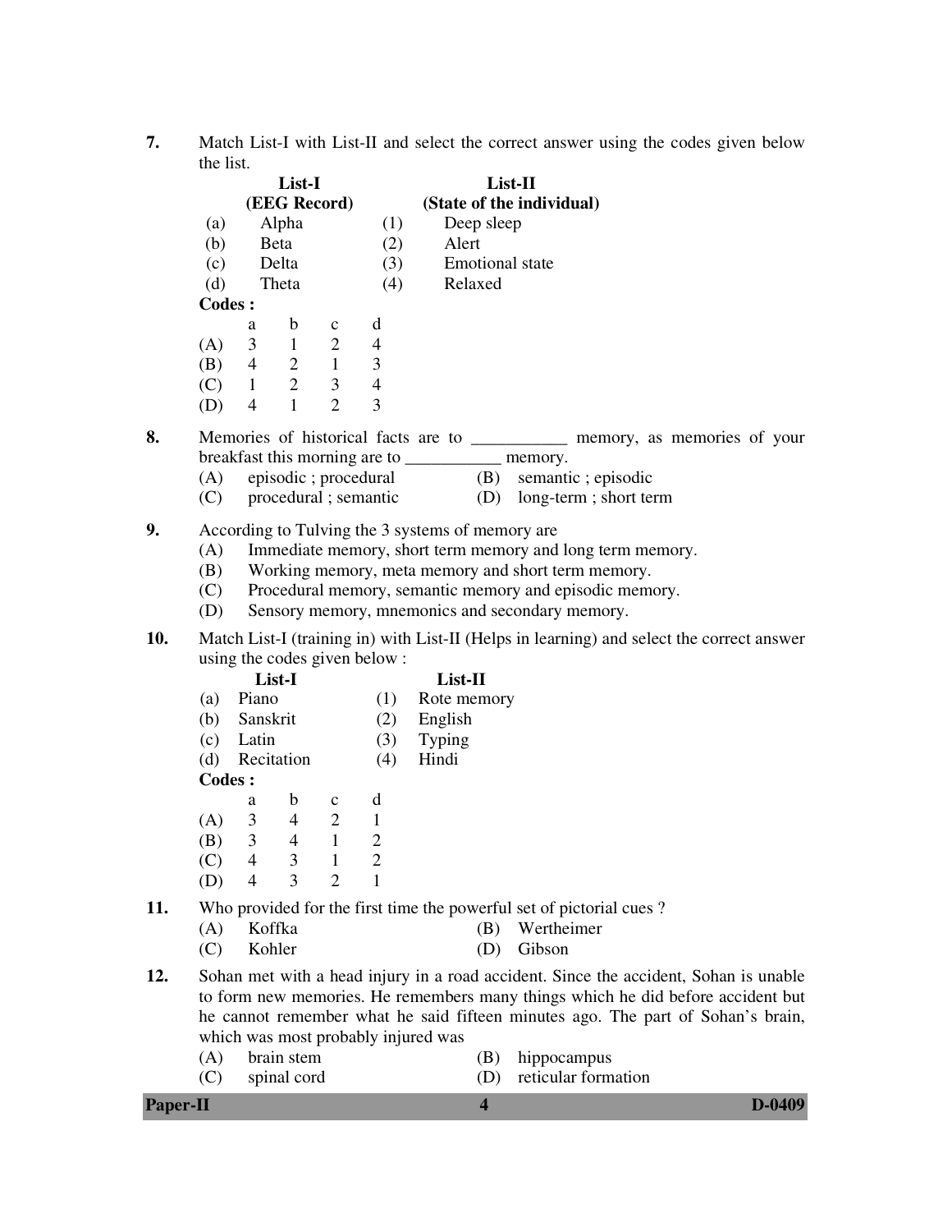7. Match List-I with List-II and select the correct answer using the codes given below the list.

| | List-I (EEG Record) | | List-II (State of the individual) |
|---|---|---|---|
| (a) | Alpha | (1) | Deep sleep |
| (b) | Beta | (2) | Alert |
| (c) | Delta | (3) | Emotional state |
| (d) | Theta | (4) | Relaxed |

**Codes :**

| | a | b | c | d |
|---|---|---|---|---|
| (A) | 3 | 1 | 2 | 4 |
| (B) | 4 | 2 | 1 | 3 |
| (C) | 1 | 2 | 3 | 4 |
| (D) | 4 | 1 | 2 | 3 |

8. Memories of historical facts are to ___________ memory, as memories of your breakfast this morning are to ___________ memory.
   (A) episodic ; procedural
   (B) semantic ; episodic
   (C) procedural ; semantic
   (D) long-term ; short term

9. According to Tulving the 3 systems of memory are
   (A) Immediate memory, short term memory and long term memory.
   (B) Working memory, meta memory and short term memory.
   (C) Procedural memory, semantic memory and episodic memory.
   (D) Sensory memory, mnemonics and secondary memory.

10. Match List-I (training in) with List-II (Helps in learning) and select the correct answer using the codes given below :

| | List-I | | List-II |
|---|---|---|---|
| (a) | Piano | (1) | Rote memory |
| (b) | Sanskrit | (2) | English |
| (c) | Latin | (3) | Typing |
| (d) | Recitation | (4) | Hindi |

**Codes :**

| | a | b | c | d |
|---|---|---|---|---|
| (A) | 3 | 4 | 2 | 1 |
| (B) | 3 | 4 | 1 | 2 |
| (C) | 4 | 3 | 1 | 2 |
| (D) | 4 | 3 | 2 | 1 |

11. Who provided for the first time the powerful set of pictorial cues ?
    (A) Koffka
    (B) Wertheimer
    (C) Kohler
    (D) Gibson

12. Sohan met with a head injury in a road accident. Since the accident, Sohan is unable to form new memories. He remembers many things which he did before accident but he cannot remember what he said fifteen minutes ago. The part of Sohan's brain, which was most probably injured was
    (A) brain stem
    (B) hippocampus
    (C) spinal cord
    (D) reticular formation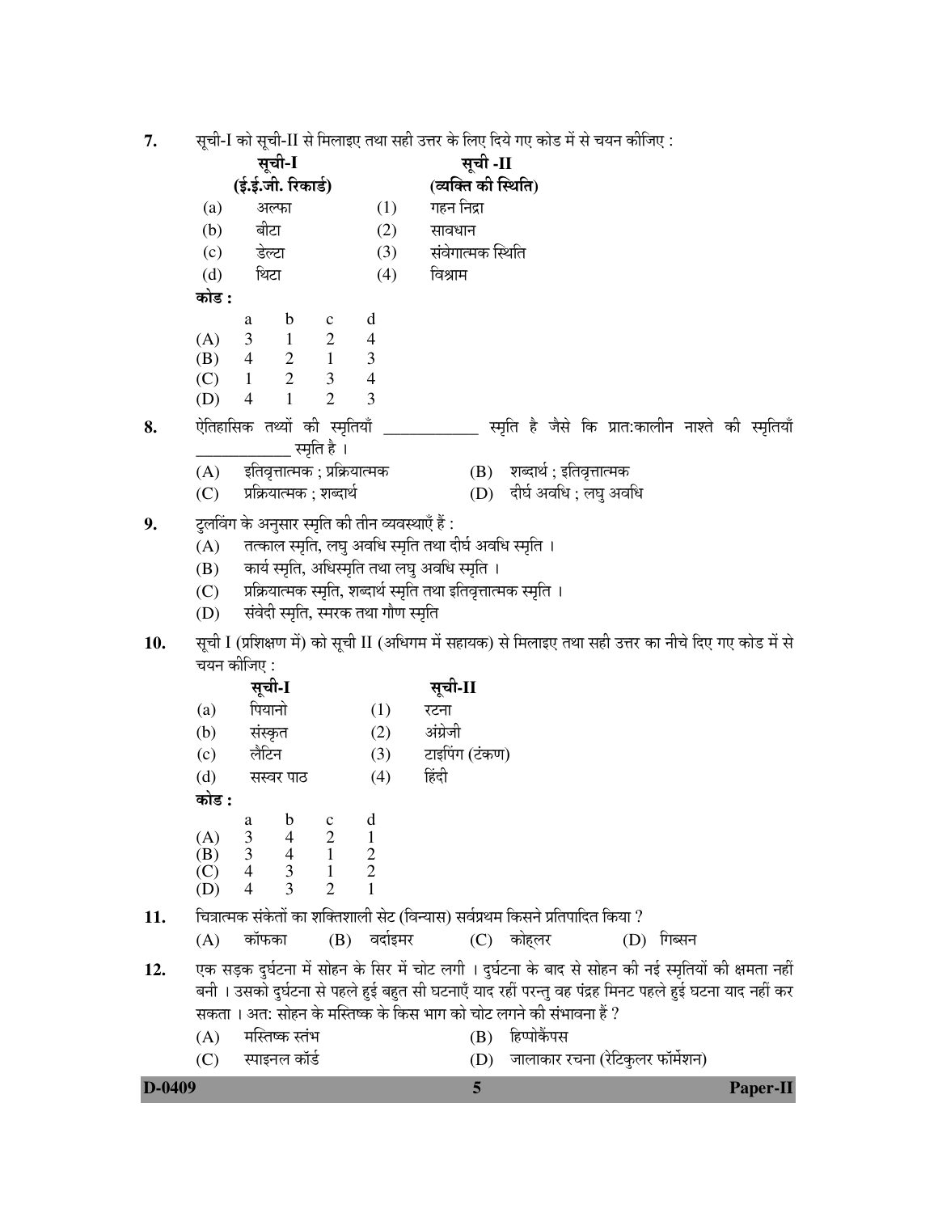7. सूची-I को सूची-II से मिलाइए तथा सही उत्तर के लिए दिये गए कोड में से चयन कीजिए :

| सूची-I (ई.ई.जी. रिकार्ड) | सूची -II (व्यक्ति की स्थिति) |
|---|---|
| (a) अल्फा | (1) गहन निद्रा |
| (b) बीटा | (2) सावधान |
| (c) डेल्टा | (3) संवेगात्मक स्थिति |
| (d) थिटा | (4) विश्राम |

**कोड :**

| | a | b | c | d |
|---|---|---|---|---|
| (A) | 3 | 1 | 2 | 4 |
| (B) | 4 | 2 | 1 | 3 |
| (C) | 1 | 2 | 3 | 4 |
| (D) | 4 | 1 | 2 | 3 |

8. ऐतिहासिक तथ्यों की स्मृतियाँ ____________ स्मृति है जैसे कि प्रात:कालीन नाश्ते की स्मृतियाँ ____________ स्मृति है ।
   (A) इतिवृत्तात्मक ; प्रक्रियात्मक
   (B) शब्दार्थ ; इतिवृत्तात्मक
   (C) प्रक्रियात्मक ; शब्दार्थ
   (D) दीर्घ अवधि ; लघु अवधि

9. टुलविंग के अनुसार स्मृति की तीन व्यवस्थाएँ हैं :
   (A) तत्काल स्मृति, लघु अवधि स्मृति तथा दीर्घ अवधि स्मृति ।
   (B) कार्य स्मृति, अधिस्मृति तथा लघु अवधि स्मृति ।
   (C) प्रक्रियात्मक स्मृति, शब्दार्थ स्मृति तथा इतिवृत्तात्मक स्मृति ।
   (D) संवेदी स्मृति, स्मरक तथा गौण स्मृति

10. सूची I (प्रशिक्षण में) को सूची II (अधिगम में सहायक) से मिलाइए तथा सही उत्तर का नीचे दिए गए कोड में से चयन कीजिए :

| सूची-I | सूची-II |
|---|---|
| (a) पियानो | (1) रटना |
| (b) संस्कृत | (2) अंग्रेजी |
| (c) लैटिन | (3) टाइपिंग (टंकण) |
| (d) सस्वर पाठ | (4) हिंदी |

**कोड :**

| | a | b | c | d |
|---|---|---|---|---|
| (A) | 3 | 4 | 2 | 1 |
| (B) | 3 | 4 | 1 | 2 |
| (C) | 4 | 3 | 1 | 2 |
| (D) | 4 | 3 | 2 | 1 |

11. चित्रात्मक संकेतों का शक्तिशाली सेट (विन्यास) सर्वप्रथम किसने प्रतिपादित किया ?
   (A) कॉफका (B) वर्दाइमर (C) कोहलर (D) गिब्सन

12. एक सड़क दुर्घटना में सोहन के सिर में चोट लगी । दुर्घटना के बाद से सोहन की नई स्मृतियों की क्षमता नहीं बनी । उसको दुर्घटना से पहले हुई बहुत सी घटनाएँ याद रहीं परन्तु वह पंद्रह मिनट पहले हुई घटना याद नहीं कर सकता । अत: सोहन के मस्तिष्क के किस भाग को चोट लगने की संभावना हैं ?
   (A) मस्तिष्क स्तंभ
   (B) हिप्पोकैंपस
   (C) स्पाइनल कॉर्ड
   (D) जालाकार रचना (रेटिकुलर फॉर्मेशन)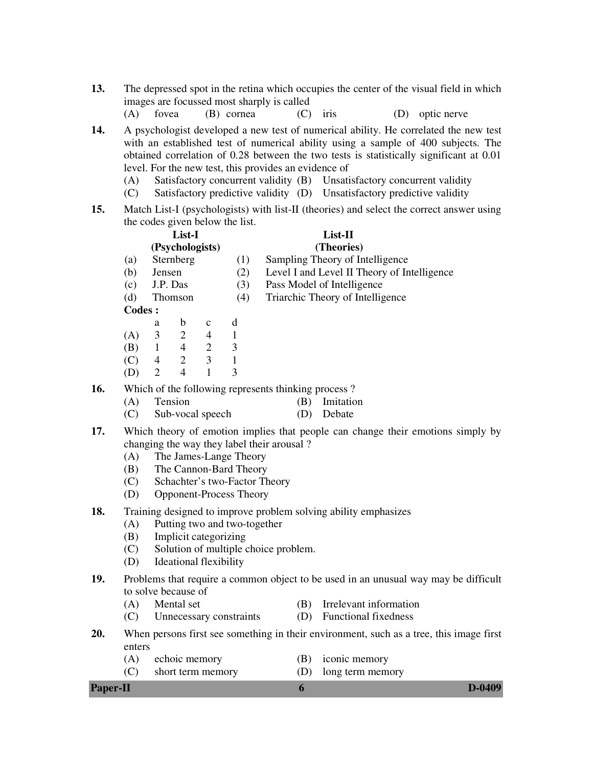13. The depressed spot in the retina which occupies the center of the visual field in which images are focussed most sharply is called

(A) fovea (B) cornea (C) iris (D) optic nerve

14. A psychologist developed a new test of numerical ability. He correlated the new test with an established test of numerical ability using a sample of 400 subjects. The obtained correlation of 0.28 between the two tests is statistically significant at 0.01 level. For the new test, this provides an evidence of

(A) Satisfactory concurrent validity (B) Unsatisfactory concurrent validity
(C) Satisfactory predictive validity (D) Unsatisfactory predictive validity

15. Match List-I (psychologists) with list-II (theories) and select the correct answer using the codes given below the list.

| | List-I (Psychologists) | | List-II (Theories) |
|---|---|---|---|
| (a) | Sternberg | (1) | Sampling Theory of Intelligence |
| (b) | Jensen | (2) | Level I and Level II Theory of Intelligence |
| (c) | J.P. Das | (3) | Pass Model of Intelligence |
| (d) | Thomson | (4) | Triarchic Theory of Intelligence |

**Codes :**

| | a | b | c | d |
|---|---|---|---|---|
| (A) | 3 | 2 | 4 | 1 |
| (B) | 1 | 4 | 2 | 3 |
| (C) | 4 | 2 | 3 | 1 |
| (D) | 2 | 4 | 1 | 3 |

16. Which of the following represents thinking process ?

(A) Tension (B) Imitation
(C) Sub-vocal speech (D) Debate

17. Which theory of emotion implies that people can change their emotions simply by changing the way they label their arousal ?

(A) The James-Lange Theory
(B) The Cannon-Bard Theory
(C) Schachter's two-Factor Theory
(D) Opponent-Process Theory

18. Training designed to improve problem solving ability emphasizes

(A) Putting two and two-together
(B) Implicit categorizing
(C) Solution of multiple choice problem.
(D) Ideational flexibility

19. Problems that require a common object to be used in an unusual way may be difficult to solve because of

(A) Mental set (B) Irrelevant information
(C) Unnecessary constraints (D) Functional fixedness

20. When persons first see something in their environment, such as a tree, this image first enters

(A) echoic memory (B) iconic memory
(C) short term memory (D) long term memory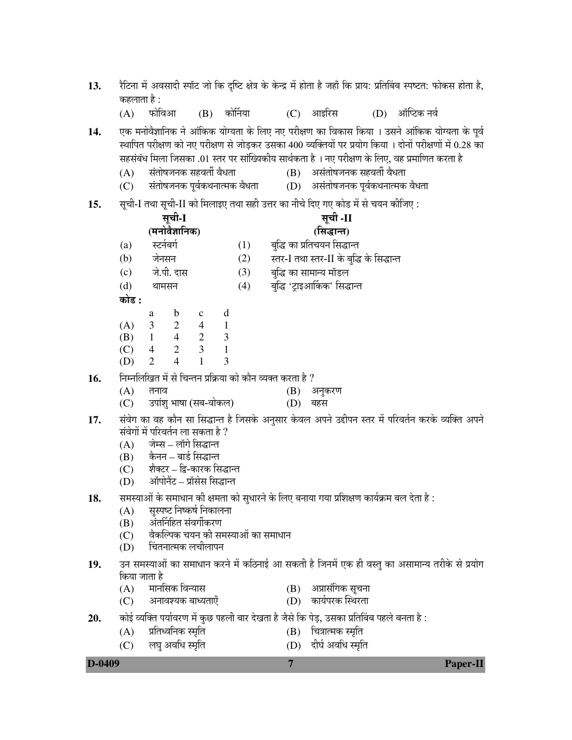13. रैटिना में अवसादी स्पॉट जो कि दृष्टि क्षेत्र के केन्द्र में होता है जहाँ कि प्राय: प्रतिबिंब स्पष्टत: फोकस होता है, कहलाता है :

(A) फोविआ (B) कोर्निया (C) आइरिस (D) ऑप्टिक नर्व

14. एक मनोवैज्ञानिक ने आंकिक योग्यता के लिए नए परीक्षण का विकास किया । उसने आंकिक योग्यता के पूर्व स्थापित परीक्षण को नए परीक्षण से जोड़कर उसका 400 व्यक्तियों पर प्रयोग किया । दोनों परीक्षणों में 0.28 का सहसंबंध मिला जिसका .01 स्तर पर सांख्यिकीय सार्थकता है । नए परीक्षण के लिए, वह प्रमाणित करता है

(A) संतोषजनक सहवर्ती वैधता
(B) असंतोषजनक सहवर्ती वैधता
(C) संतोषजनक पूर्वकथनात्मक वैधता
(D) असंतोषजनक पूर्वकथनात्मक वैधता

15. सूची-I तथा सूची-II को मिलाइए तथा सही उत्तर का नीचे दिए गए कोड में से चयन कीजिए :

| | सूची-I (मनोवैज्ञानिक) | | सूची -II (सिद्धान्त) |
|---|---|---|---|
| (a) | स्टर्नबर्ग | (1) | बुद्धि का प्रतिचयन सिद्धान्त |
| (b) | जेनसन | (2) | स्तर-I तथा स्तर-II के बुद्धि के सिद्धान्त |
| (c) | जे.पी. दास | (3) | बुद्धि का सामान्य मॉडल |
| (d) | थामसन | (4) | बुद्धि 'ट्राइआर्किक' सिद्धान्त |

**कोड :**

| | a | b | c | d |
|---|---|---|---|---|
| (A) | 3 | 2 | 4 | 1 |
| (B) | 1 | 4 | 2 | 3 |
| (C) | 4 | 2 | 3 | 1 |
| (D) | 2 | 4 | 1 | 3 |

16. निम्नलिखित में से चिन्तन प्रक्रिया को कौन व्यक्त करता है ?

(A) तनाव
(B) अनुकरण
(C) उपांशु भाषा (सब-वोकल)
(D) बहस

17. संवेग का वह कौन सा सिद्धान्त है जिसके अनुसार केवल अपने उद्दीपन स्तर में परिवर्तन करके व्यक्ति अपने संवेगों में परिवर्तन ला सकता है ?

(A) जेम्स – लॉगे सिद्धान्त
(B) कैनन – बार्ड सिद्धान्त
(C) शैक्टर – द्वि-कारक सिद्धान्त
(D) ऑपोनेंट – प्रॉसेस सिद्धान्त

18. समस्याओं के समाधान की क्षमता को सुधारने के लिए बनाया गया प्रशिक्षण कार्यक्रम बल देता है :

(A) सुस्पष्ट निष्कर्ष निकालना
(B) अंतर्निहित संवर्गीकरण
(C) वैकल्पिक चयन की समस्याओं का समाधान
(D) चिंतनात्मक लचीलापन

19. उन समस्याओं का समाधान करने में कठिनाई आ सकती है जिनमें एक ही वस्तु का असामान्य तरीके से प्रयोग किया जाता है

(A) मानसिक विन्यास
(B) अप्रासंगिक सूचना
(C) अनावश्यक बाध्यताएँ
(D) कार्यपरक स्थिरता

20. कोई व्यक्ति पर्यावरण में कुछ पहली बार देखता है जैसे कि पेड़, उसका प्रतिबिंब पहले बनता है :

(A) प्रतिध्वनिक स्मृति
(B) चित्रात्मक स्मृति
(C) लघु अवधि स्मृति
(D) दीर्घ अवधि स्मृति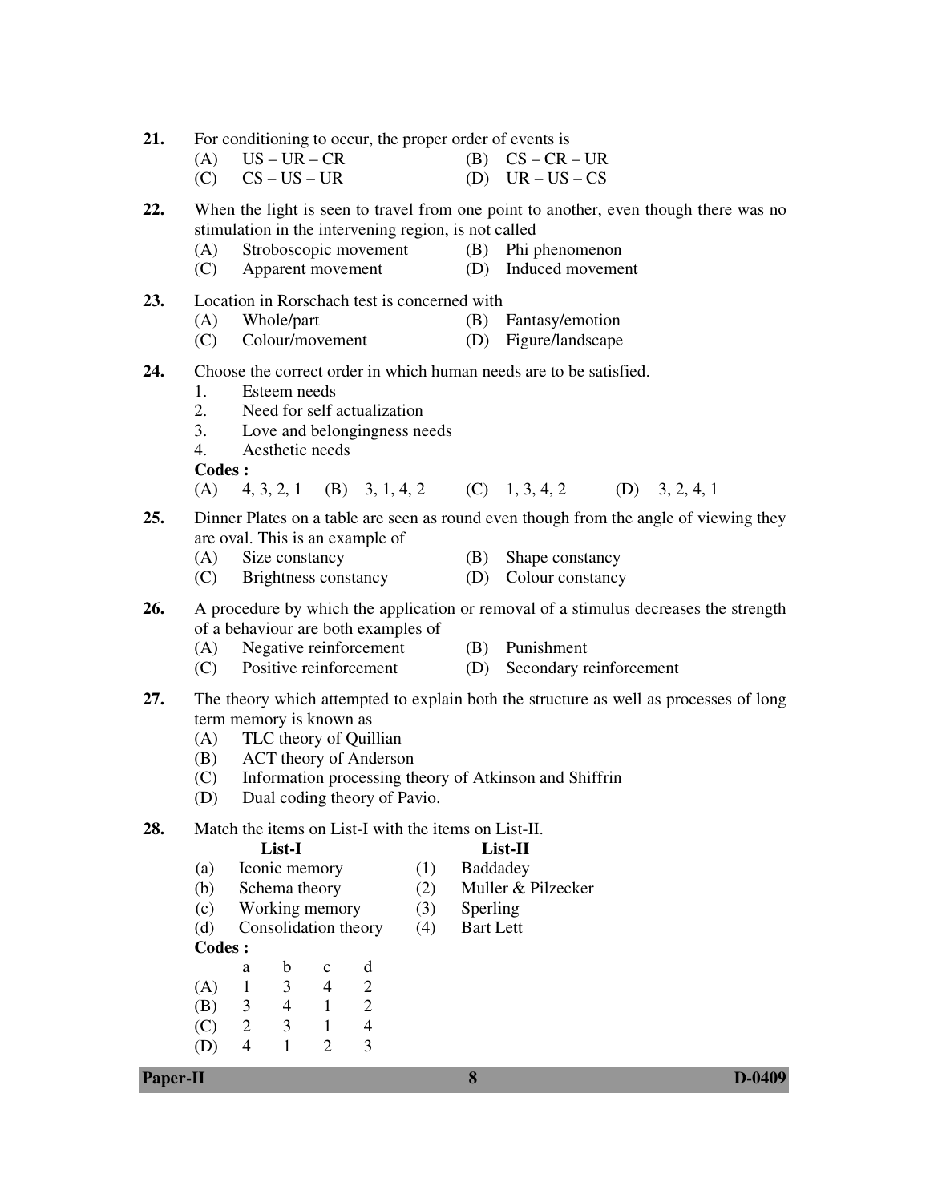**21.** For conditioning to occur, the proper order of events is

(A) US – UR – CR (B) CS – CR – UR
(C) CS – US – UR (D) UR – US – CS

**22.** When the light is seen to travel from one point to another, even though there was no stimulation in the intervening region, is not called

(A) Stroboscopic movement (B) Phi phenomenon
(C) Apparent movement (D) Induced movement

**23.** Location in Rorschach test is concerned with

(A) Whole/part (B) Fantasy/emotion
(C) Colour/movement (D) Figure/landscape

**24.** Choose the correct order in which human needs are to be satisfied.

1. Esteem needs
2. Need for self actualization
3. Love and belongingness needs
4. Aesthetic needs

**Codes :**

(A) 4, 3, 2, 1 (B) 3, 1, 4, 2 (C) 1, 3, 4, 2 (D) 3, 2, 4, 1

**25.** Dinner Plates on a table are seen as round even though from the angle of viewing they are oval. This is an example of

(A) Size constancy (B) Shape constancy
(C) Brightness constancy (D) Colour constancy

**26.** A procedure by which the application or removal of a stimulus decreases the strength of a behaviour are both examples of

(A) Negative reinforcement (B) Punishment
(C) Positive reinforcement (D) Secondary reinforcement

**27.** The theory which attempted to explain both the structure as well as processes of long term memory is known as

(A) TLC theory of Quillian
(B) ACT theory of Anderson
(C) Information processing theory of Atkinson and Shiffrin
(D) Dual coding theory of Pavio.

**28.** Match the items on List-I with the items on List-II.

| | List-I | | List-II |
|---|---|---|---|
| (a) | Iconic memory | (1) | Baddadey |
| (b) | Schema theory | (2) | Muller & Pilzecker |
| (c) | Working memory | (3) | Sperling |
| (d) | Consolidation theory | (4) | Bart Lett |

**Codes :**

| | a | b | c | d |
|---|---|---|---|---|
| (A) | 1 | 3 | 4 | 2 |
| (B) | 3 | 4 | 1 | 2 |
| (C) | 2 | 3 | 1 | 4 |
| (D) | 4 | 1 | 2 | 3 |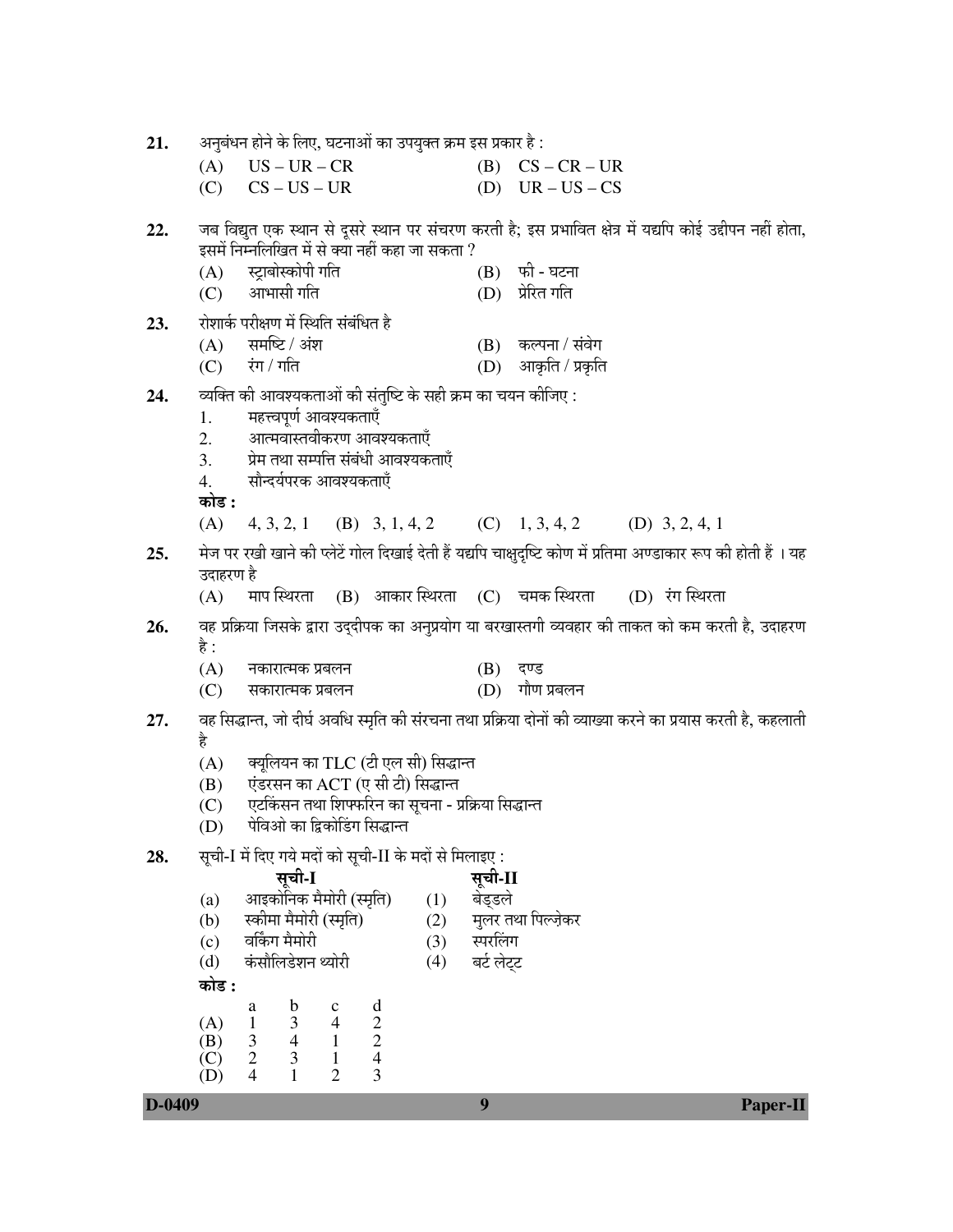21. अनुबंधन होने के लिए, घटनाओं का उपयुक्त क्रम इस प्रकार है :

    (A) US – UR – CR
    (B) CS – CR – UR
    (C) CS – US – UR
    (D) UR – US – CS

22. जब विद्युत एक स्थान से दूसरे स्थान पर संचरण करती है; इस प्रभावित क्षेत्र में यद्यपि कोई उद्दीपन नहीं होता, इसमें निम्नलिखित में से क्या नहीं कहा जा सकता ?

    (A) स्ट्राबोस्कोपी गति
    (B) फी - घटना
    (C) आभासी गति
    (D) प्रेरित गति

23. रोशार्क परीक्षण में स्थिति संबंधित है

    (A) समष्टि / अंश
    (B) कल्पना / संवेग
    (C) रंग / गति
    (D) आकृति / प्रकृति

24. व्यक्ति की आवश्यकताओं की संतुष्टि के सही क्रम का चयन कीजिए :

    1. महत्त्वपूर्ण आवश्यकताएँ
    2. आत्मवास्तवीकरण आवश्यकताएँ
    3. प्रेम तथा सम्पत्ति संबंधी आवश्यकताएँ
    4. सौन्दर्यपरक आवश्यकताएँ

    **कोड :**

    (A) 4, 3, 2, 1 (B) 3, 1, 4, 2 (C) 1, 3, 4, 2 (D) 3, 2, 4, 1

25. मेज पर रखी खाने की प्लेटें गोल दिखाई देती हैं यद्यपि चाक्षुदृष्टि कोण में प्रतिमा अण्डाकार रूप की होती हैं । यह उदाहरण है

    (A) माप स्थिरता (B) आकार स्थिरता (C) चमक स्थिरता (D) रंग स्थिरता

26. वह प्रक्रिया जिसके द्वारा उद्दीपक का अनुप्रयोग या बरखास्तगी व्यवहार की ताकत को कम करती है, उदाहरण है :

    (A) नकारात्मक प्रबलन
    (B) दण्ड
    (C) सकारात्मक प्रबलन
    (D) गौण प्रबलन

27. वह सिद्धान्त, जो दीर्घ अवधि स्मृति की संरचना तथा प्रक्रिया दोनों की व्याख्या करने का प्रयास करती है, कहलाती है

    (A) क्युलियन का TLC (टी एल सी) सिद्धान्त
    (B) एंडरसन का ACT (ए सी टी) सिद्धान्त
    (C) एटकिंसन तथा शिफरिन का सूचना - प्रक्रिया सिद्धान्त
    (D) पेविओ का द्विकोडिंग सिद्धान्त

28. सूची-I में दिए गये मदों को सूची-II के मदों से मिलाइए :

| | सूची-I | | सूची-II |
|---|---|---|---|
| (a) | आइकोनिक मैमोरी (स्मृति) | (1) | बेड्डले |
| (b) | स्कीमा मैमोरी (स्मृति) | (2) | मुलर तथा पिल्ज़ेकर |
| (c) | वर्किंग मैमोरी | (3) | स्परलिंग |
| (d) | कंसौलिडेशन थ्योरी | (4) | बर्ट लेट्ट |

**कोड :**

| | a | b | c | d |
|---|---|---|---|---|
| (A) | 1 | 3 | 4 | 2 |
| (B) | 3 | 4 | 1 | 2 |
| (C) | 2 | 3 | 1 | 4 |
| (D) | 4 | 1 | 2 | 3 |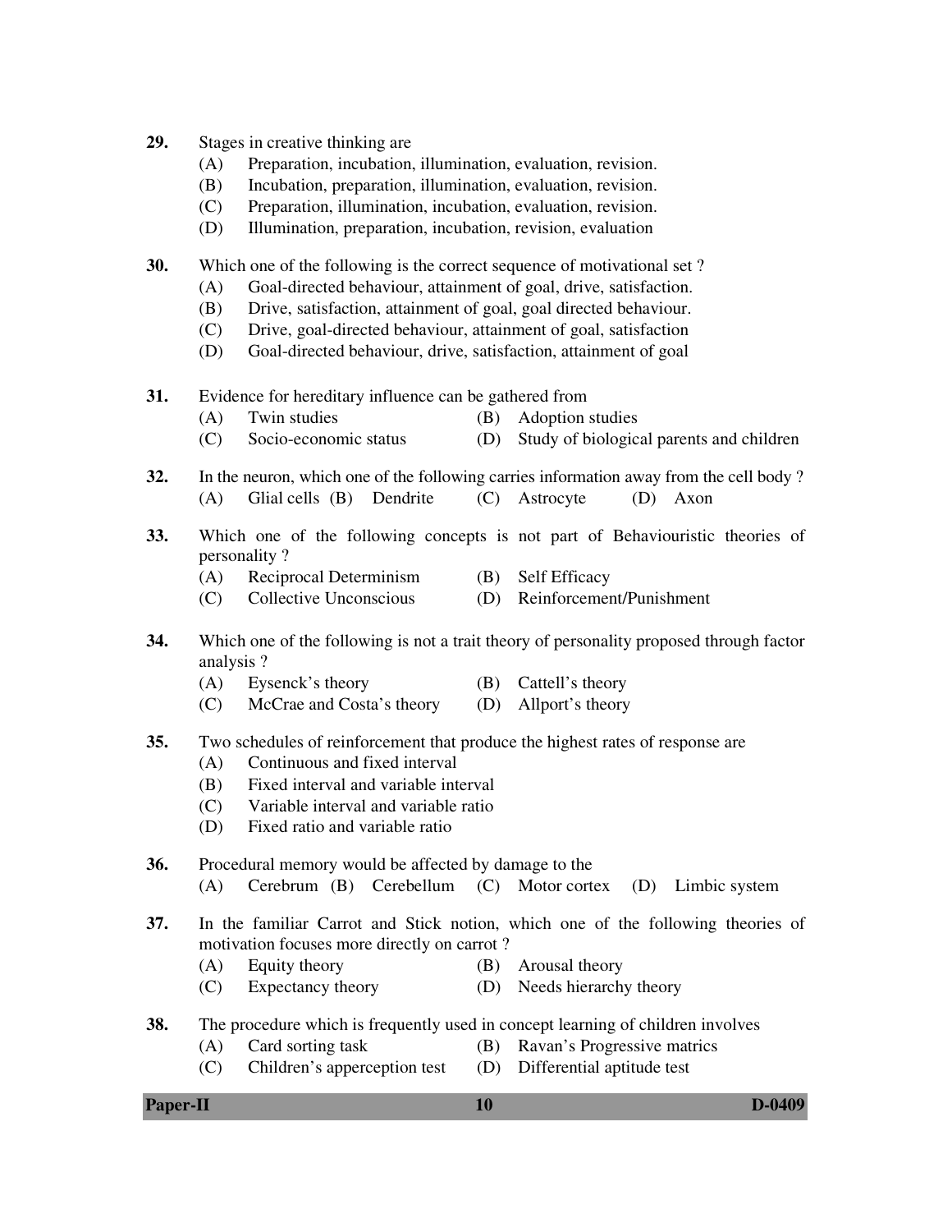29. Stages in creative thinking are
    (A) Preparation, incubation, illumination, evaluation, revision.
    (B) Incubation, preparation, illumination, evaluation, revision.
    (C) Preparation, illumination, incubation, evaluation, revision.
    (D) Illumination, preparation, incubation, revision, evaluation

30. Which one of the following is the correct sequence of motivational set ?
    (A) Goal-directed behaviour, attainment of goal, drive, satisfaction.
    (B) Drive, satisfaction, attainment of goal, goal directed behaviour.
    (C) Drive, goal-directed behaviour, attainment of goal, satisfaction
    (D) Goal-directed behaviour, drive, satisfaction, attainment of goal

31. Evidence for hereditary influence can be gathered from
    (A) Twin studies
    (B) Adoption studies
    (C) Socio-economic status
    (D) Study of biological parents and children

32. In the neuron, which one of the following carries information away from the cell body ?
    (A) Glial cells (B) Dendrite (C) Astrocyte (D) Axon

33. Which one of the following concepts is not part of Behaviouristic theories of personality ?
    (A) Reciprocal Determinism
    (B) Self Efficacy
    (C) Collective Unconscious
    (D) Reinforcement/Punishment

34. Which one of the following is not a trait theory of personality proposed through factor analysis ?
    (A) Eysenck's theory
    (B) Cattell's theory
    (C) McCrae and Costa's theory
    (D) Allport's theory

35. Two schedules of reinforcement that produce the highest rates of response are
    (A) Continuous and fixed interval
    (B) Fixed interval and variable interval
    (C) Variable interval and variable ratio
    (D) Fixed ratio and variable ratio

36. Procedural memory would be affected by damage to the
    (A) Cerebrum (B) Cerebellum (C) Motor cortex (D) Limbic system

37. In the familiar Carrot and Stick notion, which one of the following theories of motivation focuses more directly on carrot ?
    (A) Equity theory
    (B) Arousal theory
    (C) Expectancy theory
    (D) Needs hierarchy theory

38. The procedure which is frequently used in concept learning of children involves
    (A) Card sorting task
    (B) Ravan's Progressive matrics
    (C) Children's apperception test
    (D) Differential aptitude test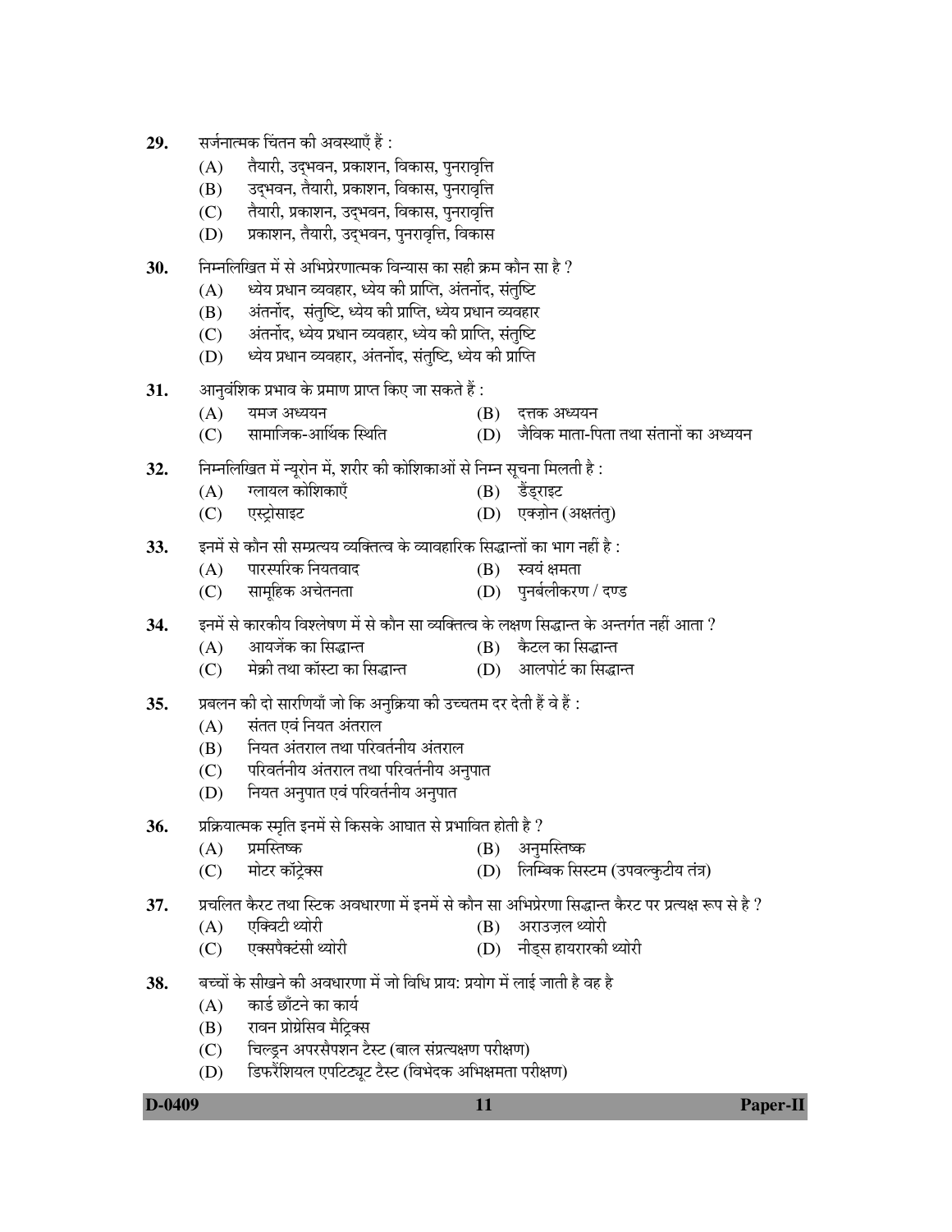29. सर्जनात्मक चिंतन की अवस्थाएँ हैं :
    (A) तैयारी, उद्भवन, प्रकाशन, विकास, पुनरावृत्ति
    (B) उद्भवन, तैयारी, प्रकाशन, विकास, पुनरावृत्ति
    (C) तैयारी, प्रकाशन, उद्भवन, विकास, पुनरावृत्ति
    (D) प्रकाशन, तैयारी, उद्भवन, पुनरावृत्ति, विकास

30. निम्नलिखित में से अभिप्रेरणात्मक विन्यास का सही क्रम कौन सा है ?
    (A) ध्येय प्रधान व्यवहार, ध्येय की प्राप्ति, अंतर्नोद, संतुष्टि
    (B) अंतर्नोद, संतुष्टि, ध्येय की प्राप्ति, ध्येय प्रधान व्यवहार
    (C) अंतर्नोद, ध्येय प्रधान व्यवहार, ध्येय की प्राप्ति, संतुष्टि
    (D) ध्येय प्रधान व्यवहार, अंतर्नोद, संतुष्टि, ध्येय की प्राप्ति

31. आनुवंशिक प्रभाव के प्रमाण प्राप्त किए जा सकते हैं :
    (A) यमज अध्ययन
    (B) दत्तक अध्ययन
    (C) सामाजिक-आर्थिक स्थिति
    (D) जैविक माता-पिता तथा संतानों का अध्ययन

32. निम्नलिखित में न्यूरोन में, शरीर की कोशिकाओं से निम्न सूचना मिलती है :
    (A) ग्लायल कोशिकाएँ
    (B) डैंड्राइट
    (C) एस्ट्रोसाइट
    (D) एक्ज़ोन (अक्षतंतु)

33. इनमें से कौन सी सम्प्रत्यय व्यक्तित्व के व्यावहारिक सिद्धान्तों का भाग नहीं है :
    (A) पारस्परिक नियतवाद
    (B) स्वयं क्षमता
    (C) सामूहिक अचेतनता
    (D) पुनर्बलीकरण / दण्ड

34. इनमें से कारकीय विश्लेषण में से कौन सा व्यक्तित्व के लक्षण सिद्धान्त के अन्तर्गत नहीं आता ?
    (A) आयजेंक का सिद्धान्त
    (B) कैटल का सिद्धान्त
    (C) मेक्री तथा कॉस्टा का सिद्धान्त
    (D) आलपोर्ट का सिद्धान्त

35. प्रबलन की दो सारणियाँ जो कि अनुक्रिया की उच्चतम दर देती हैं वे हैं :
    (A) संतत एवं नियत अंतराल
    (B) नियत अंतराल तथा परिवर्तनीय अंतराल
    (C) परिवर्तनीय अंतराल तथा परिवर्तनीय अनुपात
    (D) नियत अनुपात एवं परिवर्तनीय अनुपात

36. प्रक्रियात्मक स्मृति इनमें से किसके आघात से प्रभावित होती है ?
    (A) प्रमस्तिष्क
    (B) अनुमस्तिष्क
    (C) मोटर कॉर्टेक्स
    (D) लिम्बिक सिस्टम (उपवल्कुटीय तंत्र)

37. प्रचलित कैरट तथा स्टिक अवधारणा में इनमें से कौन सा अभिप्रेरणा सिद्धान्त कैरट पर प्रत्यक्ष रूप से है ?
    (A) एक्विटी थ्योरी
    (B) अराउज़ल थ्योरी
    (C) एक्सपैक्टंसी थ्योरी
    (D) नीड्स हायरारकी थ्योरी

38. बच्चों के सीखने की अवधारणा में जो विधि प्राय: प्रयोग में लाई जाती है वह है
    (A) कार्ड छाँटने का कार्य
    (B) रावन प्रोग्रेसिव मैट्रिक्स
    (C) चिल्ड्रन अपरसैपशन टैस्ट (बाल संप्रत्यक्षण परीक्षण)
    (D) डिफरैंशियल एपटिट्यूट टैस्ट (विभेदक अभिक्षमता परीक्षण)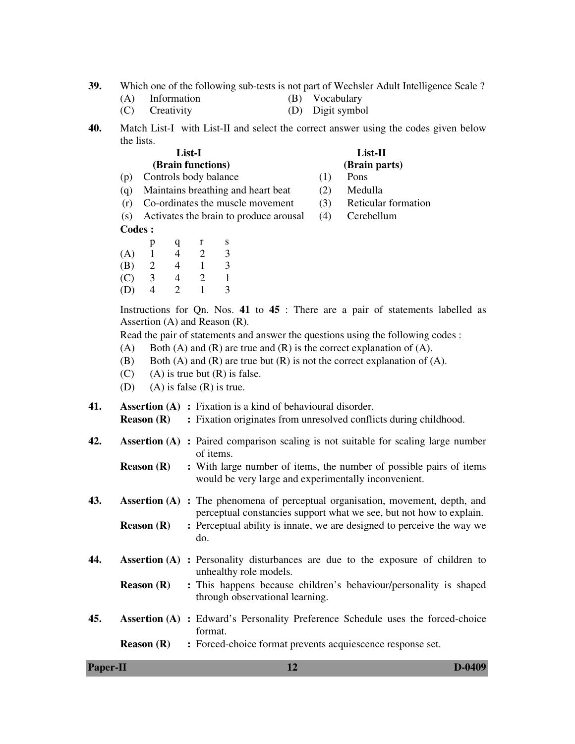39. Which one of the following sub-tests is not part of Wechsler Adult Intelligence Scale ?

(A) Information (B) Vocabulary
(C) Creativity (D) Digit symbol

40. Match List-I with List-II and select the correct answer using the codes given below the lists.

| List-I (Brain functions) | List-II (Brain parts) |
|---|---|
| (p) Controls body balance | (1) Pons |
| (q) Maintains breathing and heart beat | (2) Medulla |
| (r) Co-ordinates the muscle movement | (3) Reticular formation |
| (s) Activates the brain to produce arousal | (4) Cerebellum |

**Codes :**

| | p | q | r | s |
|---|---|---|---|---|
| (A) | 1 | 4 | 2 | 3 |
| (B) | 2 | 4 | 1 | 3 |
| (C) | 3 | 4 | 2 | 1 |
| (D) | 4 | 2 | 1 | 3 |

Instructions for Qn. Nos. **41** to **45** : There are a pair of statements labelled as Assertion (A) and Reason (R).

Read the pair of statements and answer the questions using the following codes :

(A) Both (A) and (R) are true and (R) is the correct explanation of (A).
(B) Both (A) and (R) are true but (R) is not the correct explanation of (A).
(C) (A) is true but (R) is false.
(D) (A) is false (R) is true.

41. **Assertion (A) :** Fixation is a kind of behavioural disorder.
**Reason (R) :** Fixation originates from unresolved conflicts during childhood.

42. **Assertion (A) :** Paired comparison scaling is not suitable for scaling large number of items.
**Reason (R) :** With large number of items, the number of possible pairs of items would be very large and experimentally inconvenient.

43. **Assertion (A) :** The phenomena of perceptual organisation, movement, depth, and perceptual constancies support what we see, but not how to explain.
**Reason (R) :** Perceptual ability is innate, we are designed to perceive the way we do.

44. **Assertion (A) :** Personality disturbances are due to the exposure of children to unhealthy role models.
**Reason (R) :** This happens because children's behaviour/personality is shaped through observational learning.

45. **Assertion (A) :** Edward's Personality Preference Schedule uses the forced-choice format.
**Reason (R) :** Forced-choice format prevents acquiescence response set.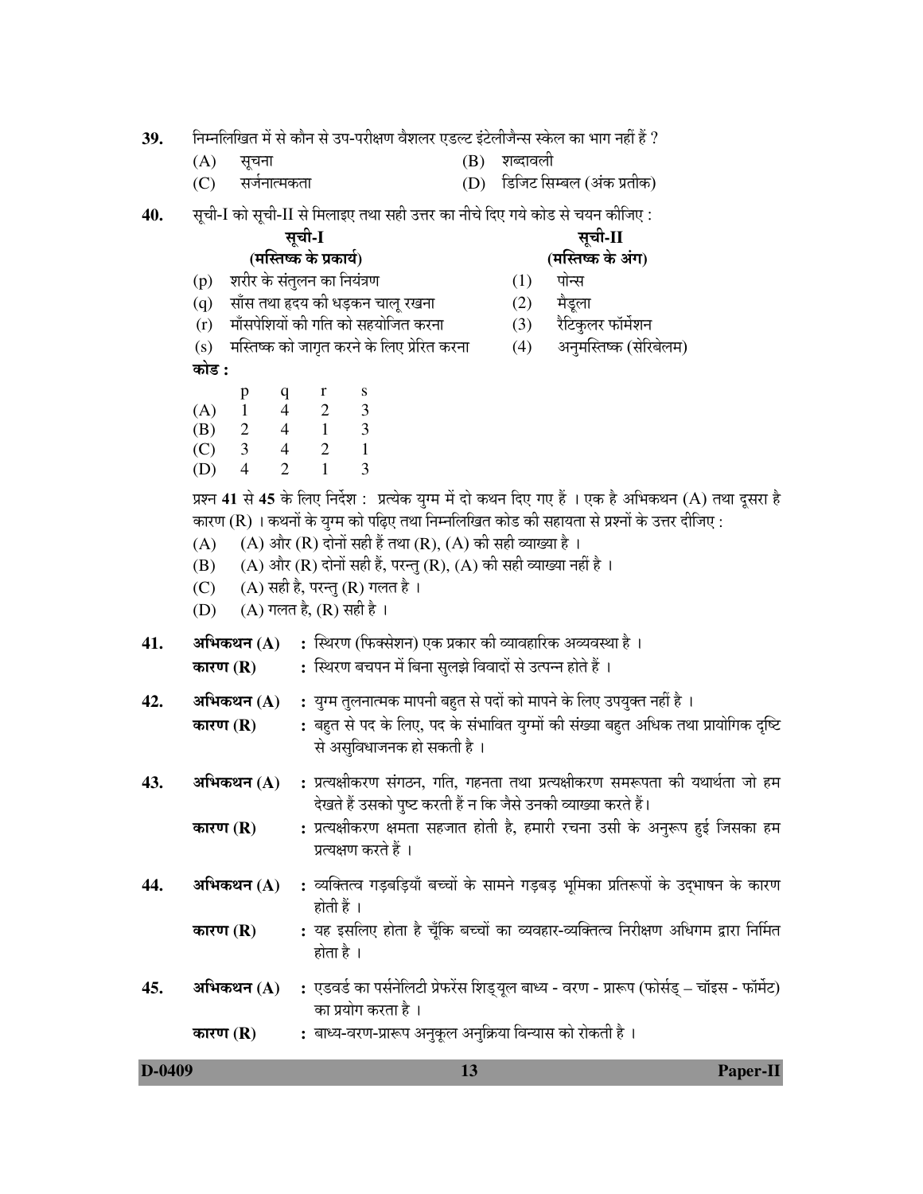**39.** निम्नलिखित में से कौन से उप-परीक्षण वैशलर एडल्ट इंटेलीजैन्स स्केल का भाग नहीं हैं ?

(A) सूचना
(B) शब्दावली
(C) सर्जनात्मकता
(D) डिजिट सिम्बल (अंक प्रतीक)

**40.** सूची-I को सूची-II से मिलाइए तथा सही उत्तर का नीचे दिए गये कोड से चयन कीजिए :

| | सूची-I (मस्तिष्क के प्रकार्य) | | सूची-II (मस्तिष्क के अंग) |
|---|---|---|---|
| (p) | शरीर के संतुलन का नियंत्रण | (1) | पोन्स |
| (q) | साँस तथा हृदय की धड़कन चालू रखना | (2) | मैडूला |
| (r) | माँसपेशियों की गति को सहयोजित करना | (3) | रैटिकुलर फॉर्मेशन |
| (s) | मस्तिष्क को जागृत करने के लिए प्रेरित करना | (4) | अनुमस्तिष्क (सेरिबेलम) |

**कोड :**

| | p | q | r | s |
|---|---|---|---|---|
| (A) | 1 | 4 | 2 | 3 |
| (B) | 2 | 4 | 1 | 3 |
| (C) | 3 | 4 | 2 | 1 |
| (D) | 4 | 2 | 1 | 3 |

प्रश्न **41** से **45** के लिए निर्देश : प्रत्येक युग्म में दो कथन दिए गए हैं । एक है अभिकथन (A) तथा दूसरा है कारण (R) । कथनों के युग्म को पढ़िए तथा निम्नलिखित कोड की सहायता से प्रश्नों के उत्तर दीजिए :

(A) (A) और (R) दोनों सही हैं तथा (R), (A) की सही व्याख्या है ।
(B) (A) और (R) दोनों सही हैं, परन्तु (R), (A) की सही व्याख्या नहीं है ।
(C) (A) सही है, परन्तु (R) गलत है ।
(D) (A) गलत है, (R) सही है ।

**41.** **अभिकथन (A)** : स्थिरण (फिक्सेशन) एक प्रकार की व्यावहारिक अव्यवस्था है ।
**कारण (R)** : स्थिरण बचपन में बिना सुलझे विवादों से उत्पन्न होते हैं ।

**42.** **अभिकथन (A)** : युग्म तुलनात्मक मापनी बहुत से पदों को मापने के लिए उपयुक्त नहीं है ।
**कारण (R)** : बहुत से पद के लिए, पद के संभावित युग्मों की संख्या बहुत अधिक तथा प्रायोगिक दृष्टि से असुविधाजनक हो सकती है ।

**43.** **अभिकथन (A)** : प्रत्यक्षीकरण संगठन, गति, गहनता तथा प्रत्यक्षीकरण समरूपता की यथार्थता जो हम देखते हैं उसको पुष्ट करती हैं न कि जैसे उनकी व्याख्या करते हैं।
**कारण (R)** : प्रत्यक्षीकरण क्षमता सहजात होती है, हमारी रचना उसी के अनुरूप हुई जिसका हम प्रत्यक्षण करते हैं ।

**44.** **अभिकथन (A)** : व्यक्तित्व गड़बड़ियाँ बच्चों के सामने गड़बड़ भूमिका प्रतिरूपों के उद्भाषन के कारण होती हैं ।
**कारण (R)** : यह इसलिए होता है चूँकि बच्चों का व्यवहार-व्यक्तित्व निरीक्षण अधिगम द्वारा निर्मित होता है ।

**45.** **अभिकथन (A)** : एडवर्ड का पर्सनेलिटी प्रेफरेंस शिड्यूल बाध्य - वरण - प्रारूप (फोर्सड् – चॉइस - फॉर्मेट) का प्रयोग करता है ।
**कारण (R)** : बाध्य-वरण-प्रारूप अनुकूल अनुक्रिया विन्यास को रोकती है ।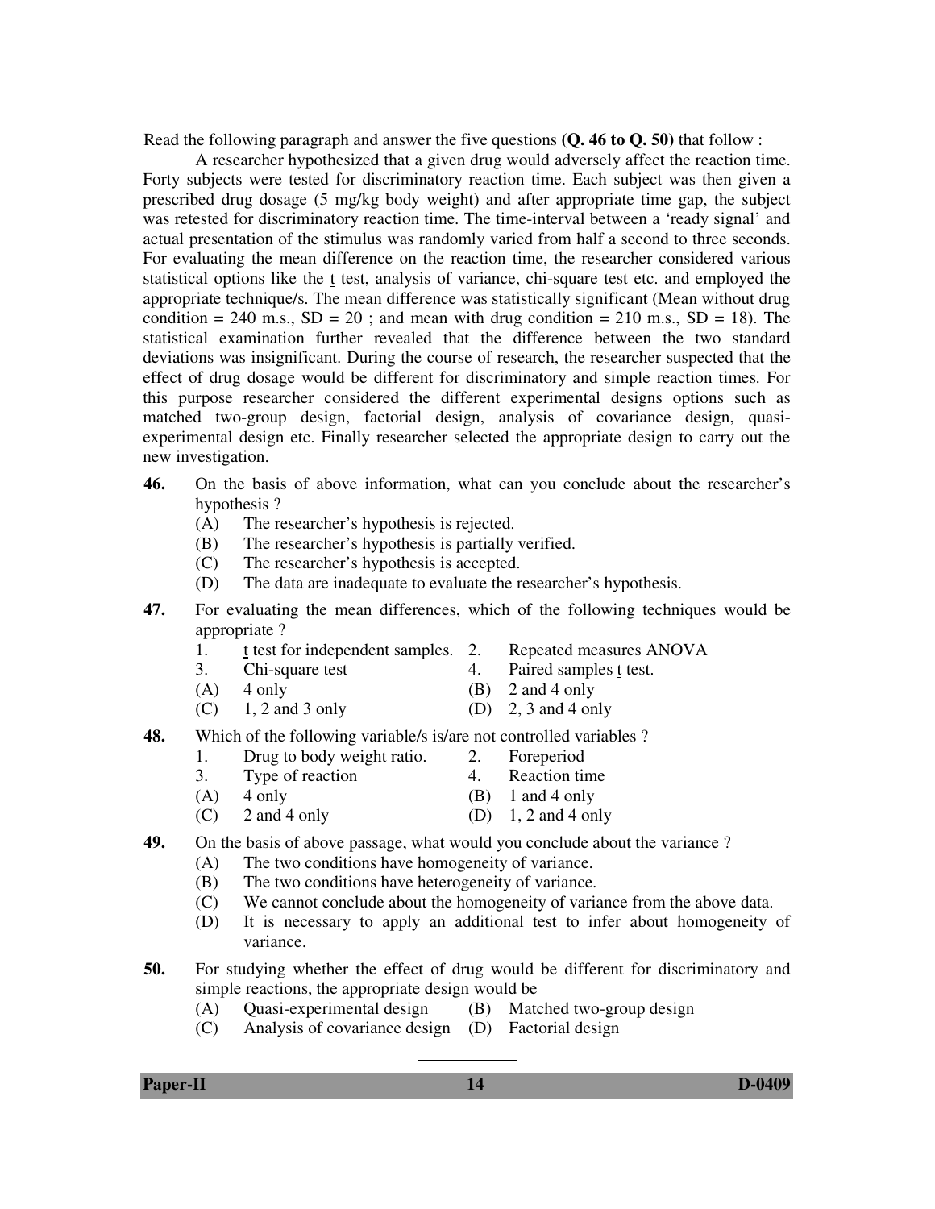Read the following paragraph and answer the five questions **(Q. 46 to Q. 50)** that follow :

A researcher hypothesized that a given drug would adversely affect the reaction time. Forty subjects were tested for discriminatory reaction time. Each subject was then given a prescribed drug dosage (5 mg/kg body weight) and after appropriate time gap, the subject was retested for discriminatory reaction time. The time-interval between a 'ready signal' and actual presentation of the stimulus was randomly varied from half a second to three seconds. For evaluating the mean difference on the reaction time, the researcher considered various statistical options like the t test, analysis of variance, chi-square test etc. and employed the appropriate technique/s. The mean difference was statistically significant (Mean without drug condition = 240 m.s., SD = 20 ; and mean with drug condition = 210 m.s., SD = 18). The statistical examination further revealed that the difference between the two standard deviations was insignificant. During the course of research, the researcher suspected that the effect of drug dosage would be different for discriminatory and simple reaction times. For this purpose researcher considered the different experimental designs options such as matched two-group design, factorial design, analysis of covariance design, quasi-experimental design etc. Finally researcher selected the appropriate design to carry out the new investigation.

**46.** On the basis of above information, what can you conclude about the researcher's hypothesis ?

(A) The researcher's hypothesis is rejected.
(B) The researcher's hypothesis is partially verified.
(C) The researcher's hypothesis is accepted.
(D) The data are inadequate to evaluate the researcher's hypothesis.

**47.** For evaluating the mean differences, which of the following techniques would be appropriate ?

1. t test for independent samples.
2. Repeated measures ANOVA
3. Chi-square test
4. Paired samples t test.

(A) 4 only
(B) 2 and 4 only
(C) 1, 2 and 3 only
(D) 2, 3 and 4 only

**48.** Which of the following variable/s is/are not controlled variables ?

1. Drug to body weight ratio.
2. Foreperiod
3. Type of reaction
4. Reaction time

(A) 4 only
(B) 1 and 4 only
(C) 2 and 4 only
(D) 1, 2 and 4 only

**49.** On the basis of above passage, what would you conclude about the variance ?

(A) The two conditions have homogeneity of variance.
(B) The two conditions have heterogeneity of variance.
(C) We cannot conclude about the homogeneity of variance from the above data.
(D) It is necessary to apply an additional test to infer about homogeneity of variance.

**50.** For studying whether the effect of drug would be different for discriminatory and simple reactions, the appropriate design would be

(A) Quasi-experimental design
(B) Matched two-group design
(C) Analysis of covariance design
(D) Factorial design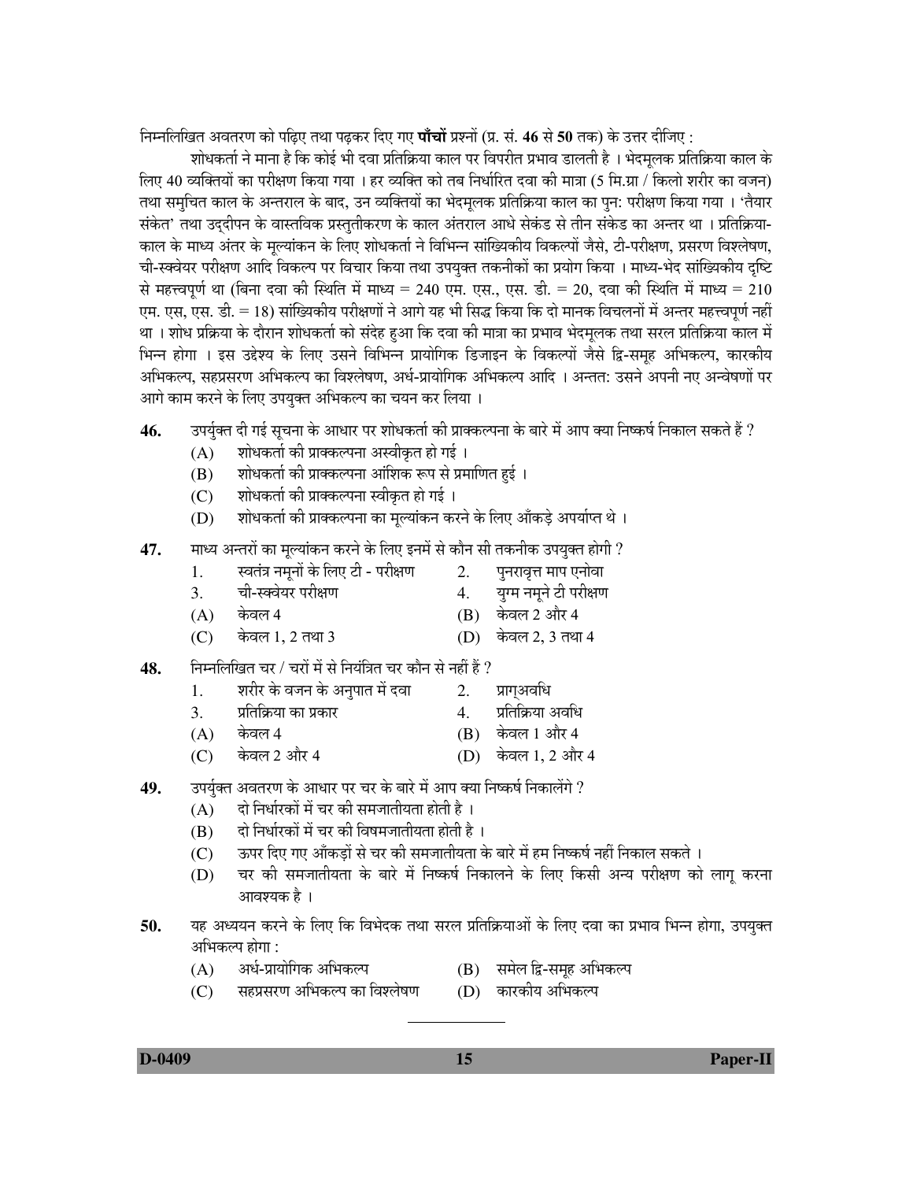निम्नलिखित अवतरण को पढ़िए तथा पढ़कर दिए गए **पाँचों** प्रश्नों (प्र. सं. **46** से **50** तक) के उत्तर दीजिए :

शोधकर्ता ने माना है कि कोई भी दवा प्रतिक्रिया काल पर विपरीत प्रभाव डालती है । भेदमूलक प्रतिक्रिया काल के लिए 40 व्यक्तियों का परीक्षण किया गया । हर व्यक्ति को तब निर्धारित दवा की मात्रा (5 मि.ग्रा / किलो शरीर का वजन) तथा समुचित काल के अन्तराल के बाद, उन व्यक्तियों का भेदमूलक प्रतिक्रिया काल का पुन: परीक्षण किया गया । 'तैयार संकेत' तथा उद्दीपन के वास्तविक प्रस्तुतीकरण के काल अंतराल आधे सेकंड से तीन सेकंड का अन्तर था । प्रतिक्रिया-काल के माध्य अंतर के मूल्यांकन के लिए शोधकर्ता ने विभिन्न सांख्यिकीय विकल्पों जैसे, टी-परीक्षण, प्रसरण विश्लेषण, ची-स्क्वेयर परीक्षण आदि विकल्प पर विचार किया तथा उपयुक्त तकनीकों का प्रयोग किया । माध्य-भेद सांख्यिकीय दृष्टि से महत्त्वपूर्ण था (बिना दवा की स्थिति में माध्य = 240 एम. एस., एस. डी. = 20, दवा की स्थिति में माध्य = 210 एम. एस, एस. डी. = 18) सांख्यिकीय परीक्षणों ने आगे यह भी सिद्ध किया कि दो मानक विचलनों में अन्तर महत्त्वपूर्ण नहीं था । शोध प्रक्रिया के दौरान शोधकर्ता को संदेह हुआ कि दवा की मात्रा का प्रभाव भेदमूलक तथा सरल प्रतिक्रिया काल में भिन्न होगा । इस उद्देश्य के लिए उसने विभिन्न प्रायोगिक डिजाइन के विकल्पों जैसे द्वि-समूह अभिकल्प, कारकीय अभिकल्प, सहप्रसरण अभिकल्प का विश्लेषण, अर्ध-प्रायोगिक अभिकल्प आदि । अन्तत: उसने अपनी नए अन्वेषणों पर आगे काम करने के लिए उपयुक्त अभिकल्प का चयन कर लिया ।

**46.** उपर्युक्त दी गई सूचना के आधार पर शोधकर्ता की प्राक्कल्पना के बारे में आप क्या निष्कर्ष निकाल सकते हैं ?

(A) शोधकर्ता की प्राक्कल्पना अस्वीकृत हो गई ।
(B) शोधकर्ता की प्राक्कल्पना आंशिक रूप से प्रमाणित हुई ।
(C) शोधकर्ता की प्राक्कल्पना स्वीकृत हो गई ।
(D) शोधकर्ता की प्राक्कल्पना का मूल्यांकन करने के लिए आँकड़े अपर्याप्त थे ।

**47.** माध्य अन्तरों का मूल्यांकन करने के लिए इनमें से कौन सी तकनीक उपयुक्त होगी ?

1. स्वतंत्र नमूनों के लिए टी - परीक्षण
2. पुनरावृत्त माप एनोवा
3. ची-स्क्वेयर परीक्षण
4. युग्म नमूने टी परीक्षण

(A) केवल 4
(B) केवल 2 और 4
(C) केवल 1, 2 तथा 3
(D) केवल 2, 3 तथा 4

**48.** निम्नलिखित चर / चरों में से नियंत्रित चर कौन से नहीं हैं ?

1. शरीर के वजन के अनुपात में दवा
2. प्राग्अवधि
3. प्रतिक्रिया का प्रकार
4. प्रतिक्रिया अवधि

(A) केवल 4
(B) केवल 1 और 4
(C) केवल 2 और 4
(D) केवल 1, 2 और 4

**49.** उपर्युक्त अवतरण के आधार पर चर के बारे में आप क्या निष्कर्ष निकालेंगे ?

(A) दो निर्धारकों में चर की समजातीयता होती है ।
(B) दो निर्धारकों में चर की विषमजातीयता होती है ।
(C) ऊपर दिए गए आँकड़ों से चर की समजातीयता के बारे में हम निष्कर्ष नहीं निकाल सकते ।
(D) चर की समजातीयता के बारे में निष्कर्ष निकालने के लिए किसी अन्य परीक्षण को लागू करना आवश्यक है ।

**50.** यह अध्ययन करने के लिए कि विभेदक तथा सरल प्रतिक्रियाओं के लिए दवा का प्रभाव भिन्न होगा, उपयुक्त अभिकल्प होगा :

(A) अर्ध-प्रायोगिक अभिकल्प
(B) समेल द्वि-समूह अभिकल्प
(C) सहप्रसरण अभिकल्प का विश्लेषण
(D) कारकीय अभिकल्प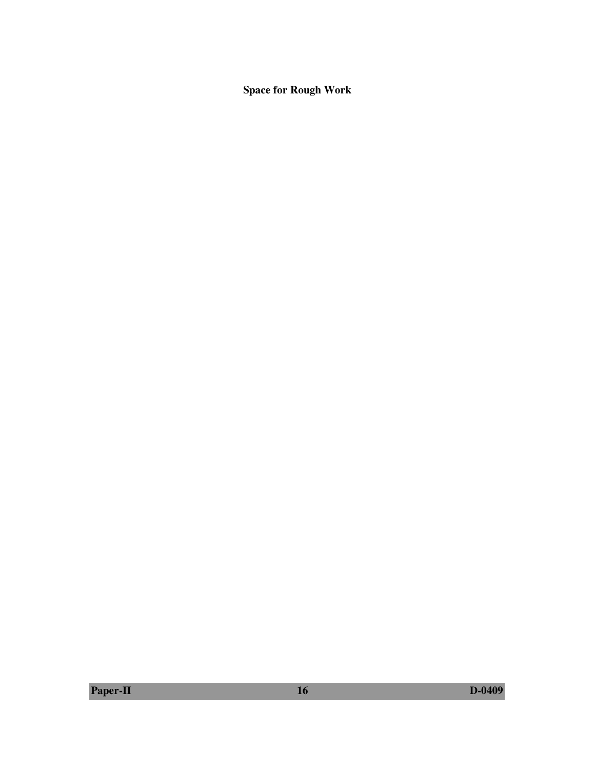**Space for Rough Work**